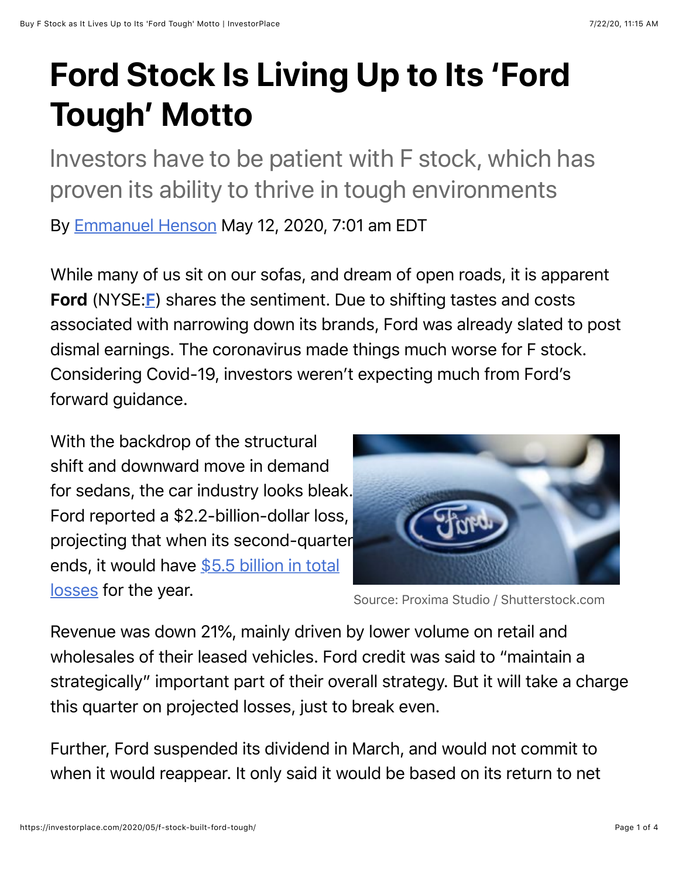# Ford Stock Is Living Up to Its 'Ford Tough' Motto

## Investors have to be patient with F stock, which has proven its ability to thrive in tough environments

By Emmanuel Henson May 12, 2020, 7:01 am EDT

While many of us sit on our sofas, and dream of open roads, it is apparent **Ford** (NYSE:**F**) shares the sentiment. Due to shifting tastes and costs associated with narrowing down its brands, Ford was already slated to post dismal earnings. The coronavirus made things much worse for F stock. Considering Covid-19, investors weren't expecting much from Ford's forward guidance.

With the backdrop of the structural shift and downward move in demand for sedans, the car industry looks bleak. Ford reported a $2.2-billion-dollar loss, projecting that when its second-quarter ends, it would have $5.5 billion in total losses for the year.

Source: Proxima Studio / Shutterstock.com

Revenue was down 21%, mainly driven by lower volume on retail and wholesales of their leased vehicles. Ford credit was said to "maintain a strategically" important part of their overall strategy. But it will take a charge this quarter on projected losses, just to break even.

Further, Ford suspended its dividend in March, and would not commit to when it would reappear. It only said it would be based on its return to net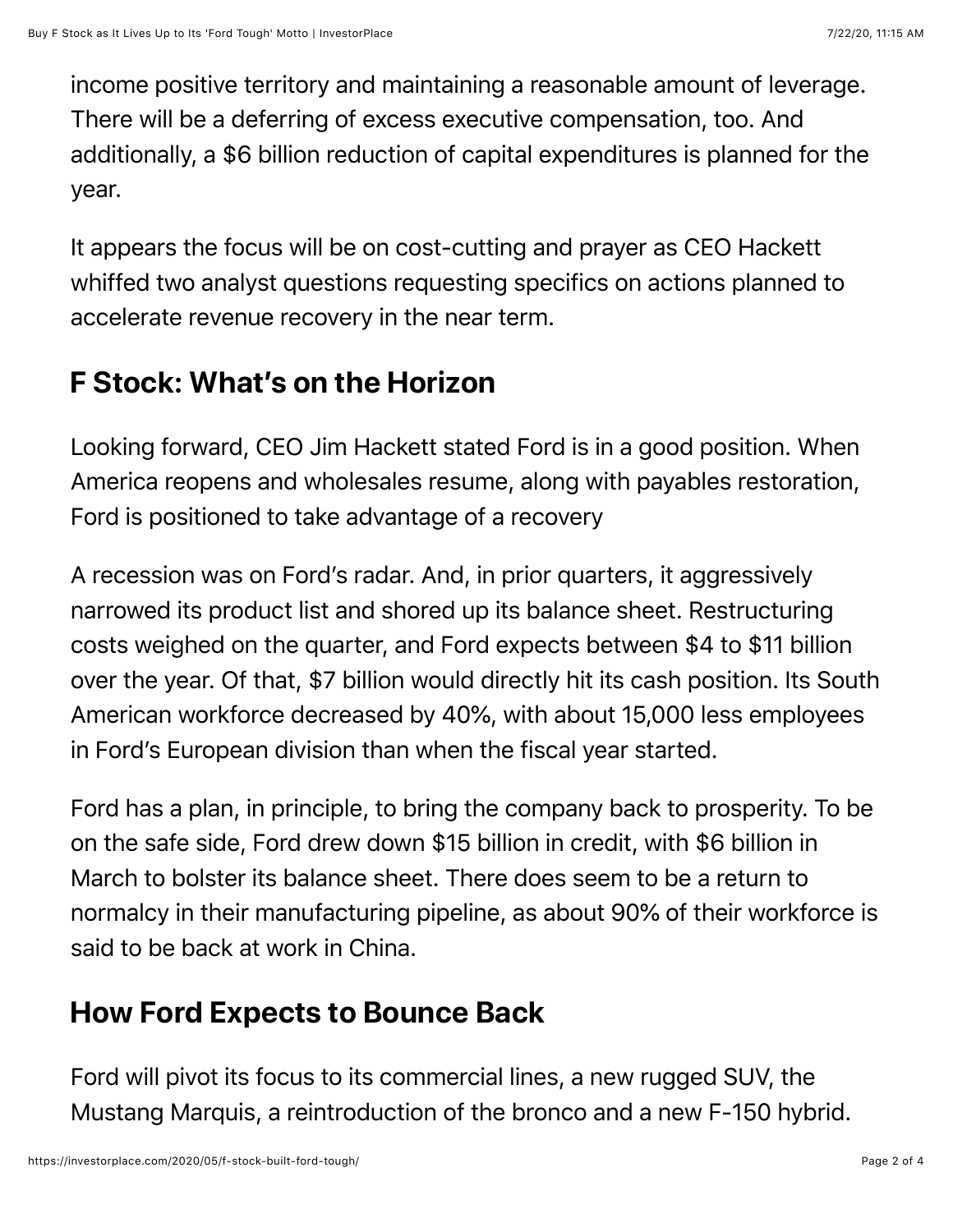income positive territory and maintaining a reasonable amount of leverage. There will be a deferring of excess executive compensation, too. And additionally, a $6 billion reduction of capital expenditures is planned for the year.

It appears the focus will be on cost-cutting and prayer as CEO Hackett whiffed two analyst questions requesting specifics on actions planned to accelerate revenue recovery in the near term.

## F Stock: What's on the Horizon

Looking forward, CEO Jim Hackett stated Ford is in a good position. When America reopens and wholesales resume, along with payables restoration, Ford is positioned to take advantage of a recovery

A recession was on Ford's radar. And, in prior quarters, it aggressively narrowed its product list and shored up its balance sheet. Restructuring costs weighed on the quarter, and Ford expects between $4 to $11 billion over the year. Of that, $7 billion would directly hit its cash position. Its South American workforce decreased by 40%, with about 15,000 less employees in Ford's European division than when the fiscal year started.

Ford has a plan, in principle, to bring the company back to prosperity. To be on the safe side, Ford drew down $15 billion in credit, with $6 billion in March to bolster its balance sheet. There does seem to be a return to normalcy in their manufacturing pipeline, as about 90% of their workforce is said to be back at work in China.

## How Ford Expects to Bounce Back

Ford will pivot its focus to its commercial lines, a new rugged SUV, the Mustang Marquis, a reintroduction of the bronco and a new F-150 hybrid.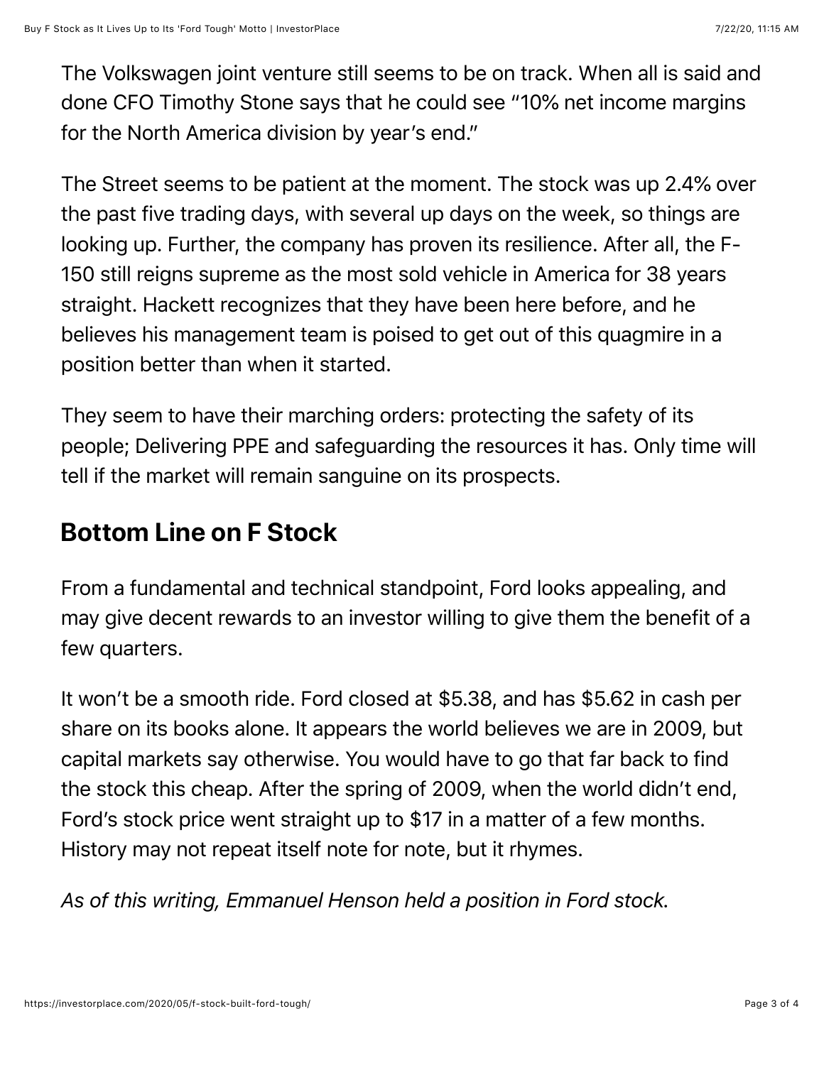The Volkswagen joint venture still seems to be on track. When all is said and done CFO Timothy Stone says that he could see "10% net income margins for the North America division by year's end."

The Street seems to be patient at the moment. The stock was up 2.4% over the past five trading days, with several up days on the week, so things are looking up. Further, the company has proven its resilience. After all, the F-150 still reigns supreme as the most sold vehicle in America for 38 years straight. Hackett recognizes that they have been here before, and he believes his management team is poised to get out of this quagmire in a position better than when it started.

They seem to have their marching orders: protecting the safety of its people; Delivering PPE and safeguarding the resources it has. Only time will tell if the market will remain sanguine on its prospects.

## Bottom Line on F Stock

From a fundamental and technical standpoint, Ford looks appealing, and may give decent rewards to an investor willing to give them the benefit of a few quarters.

It won't be a smooth ride. Ford closed at $5.38, and has $5.62 in cash per share on its books alone. It appears the world believes we are in 2009, but capital markets say otherwise. You would have to go that far back to find the stock this cheap. After the spring of 2009, when the world didn't end, Ford's stock price went straight up to $17 in a matter of a few months. History may not repeat itself note for note, but it rhymes.

*As of this writing, Emmanuel Henson held a position in Ford stock.*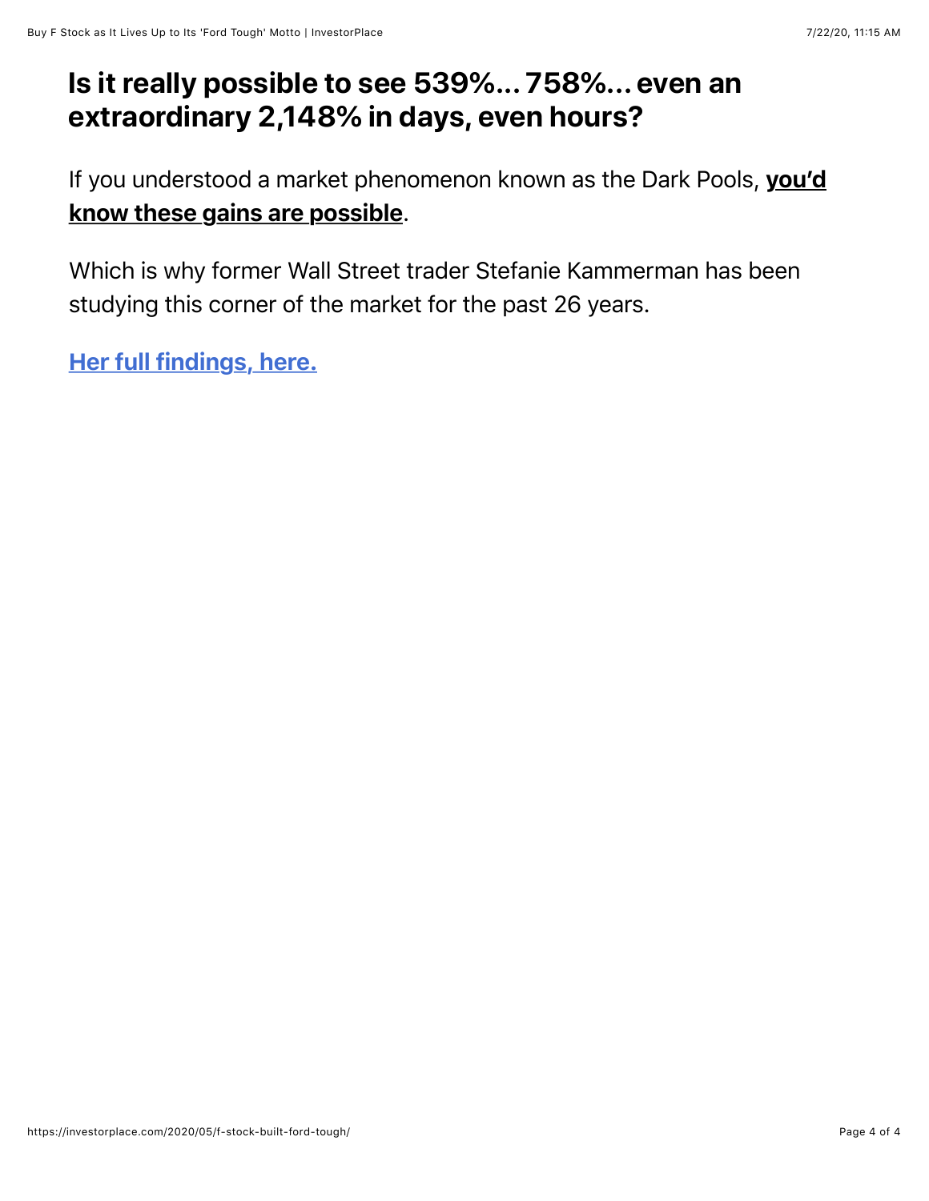## Is it really possible to see 539%... 758%... even an extraordinary 2,148% in days, even hours?

If you understood a market phenomenon known as the Dark Pools, **you'd know these gains are possible**.

Which is why former Wall Street trader Stefanie Kammerman has been studying this corner of the market for the past 26 years.

**Her full findings, here.**